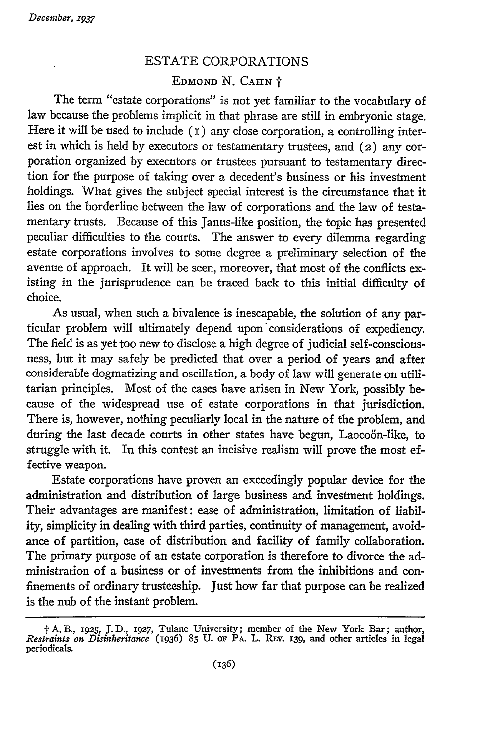# ESTATE CORPORATIONS

EDMOND N. CAHN †

The term "estate corporations" is not yet familiar to the vocabulary of law because the problems implicit in that phrase are still in embryonic stage. Here it will be used to include (1) any close corporation, a controlling interest in which is held by executors or testamentary trustees, and (2) any corporation organized by executors or trustees pursuant to testamentary direction for the purpose of taking over a decedent's business or his investment holdings. What gives the subject special interest is the circumstance that it lies on the borderline between the law of corporations and the law of testamentary trusts. Because of this Janus-like position, the topic has presented peculiar difficulties to the courts. The answer to every dilemma regarding estate corporations involves to some degree a preliminary selection of the avenue of approach. It will be seen, moreover, that most of the conflicts existing in the jurisprudence can be traced back to this initial difficulty of choice.

As usual, when such a bivalence is inescapable, the solution of any particular problem will ultimately depend upon considerations of expediency. The field is as yet too new to disclose a high degree of judicial self-consciousness, but it may safely be predicted that over a period of years and after considerable dogmatizing and oscillation, a body of law will generate on utilitarian principles. Most of the cases have arisen in New York, possibly because of the widespread use of estate corporations in that jurisdiction. There is, however, nothing peculiarly local in the nature of the problem, and during the last decade courts in other states have begun, Laocoön-like, to struggle with it. In this contest an incisive realism will prove the most effective weapon.

Estate corporations have proven an exceedingly popular device for the administration and distribution of large business and investment holdings. Their advantages are manifest: ease of administration, limitation of liability, simplicity in dealing with third parties, continuity of management, avoidance of partition, ease of distribution and facility of family collaboration. The primary purpose of an estate corporation is therefore to divorce the administration of a business or of investments from the inhibitions and confinements of ordinary trusteeship. Just how far that purpose can be realized is the nub of the instant problem.

---

† A. B., 1925, J. D., 1927, Tulane University; member of the New York Bar; author, *Restraints on Disinheritance* (1936) 85 U. OF PA. L. REV. 139, and other articles in legal periodicals.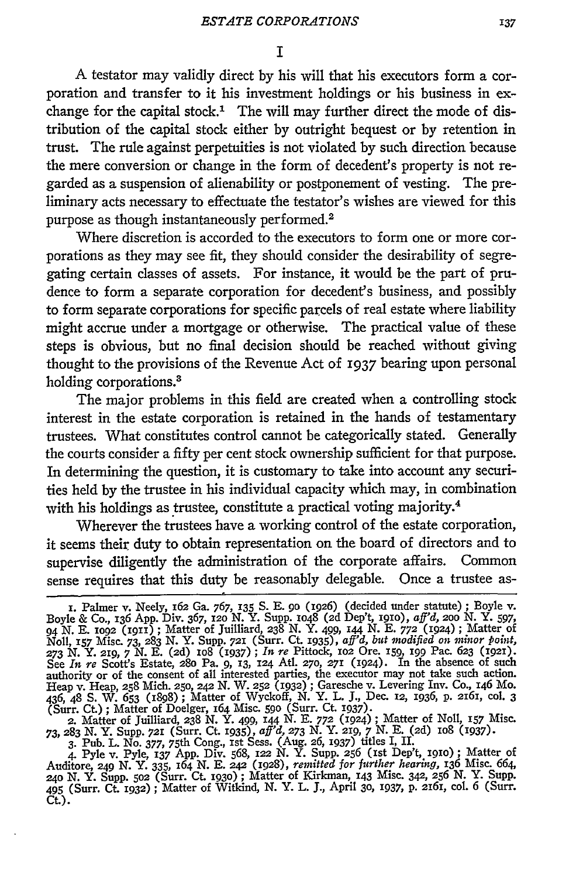# I

A testator may validly direct by his will that his executors form a corporation and transfer to it his investment holdings or his business in exchange for the capital stock.[1] The will may further direct the mode of distribution of the capital stock either by outright bequest or by retention in trust. The rule against perpetuities is not violated by such direction because the mere conversion or change in the form of decedent's property is not regarded as a suspension of alienability or postponement of vesting. The preliminary acts necessary to effectuate the testator's wishes are viewed for this purpose as though instantaneously performed.[2]

Where discretion is accorded to the executors to form one or more corporations as they may see fit, they should consider the desirability of segregating certain classes of assets. For instance, it would be the part of prudence to form a separate corporation for decedent's business, and possibly to form separate corporations for specific parcels of real estate where liability might accrue under a mortgage or otherwise. The practical value of these steps is obvious, but no final decision should be reached without giving thought to the provisions of the Revenue Act of 1937 bearing upon personal holding corporations.[3]

The major problems in this field are created when a controlling stock interest in the estate corporation is retained in the hands of testamentary trustees. What constitutes control cannot be categorically stated. Generally the courts consider a fifty per cent stock ownership sufficient for that purpose. In determining the question, it is customary to take into account any securities held by the trustee in his individual capacity which may, in combination with his holdings as trustee, constitute a practical voting majority.[4]

Wherever the trustees have a working control of the estate corporation, it seems their duty to obtain representation on the board of directors and to supervise diligently the administration of the corporate affairs. Common sense requires that this duty be reasonably delegable. Once a trustee as-

---

1. Palmer v. Neely, 162 Ga. 767, 135 S. E. 90 (1926) (decided under statute); Boyle v. Boyle & Co., 136 App. Div. 367, 120 N. Y. Supp. 1048 (2d Dep't, 1910), *aff'd*, 200 N. Y. 597, 94 N. E. 1092 (1911); Matter of Juilliard, 238 N. Y. 499, 144 N. E. 772 (1924); Matter of Noll, 157 Misc. 73, 283 N. Y. Supp. 721 (Surr. Ct. 1935), *aff'd, but modified on minor point*, 273 N. Y. 219, 7 N. E. (2d) 108 (1937); *In re* Pittock, 102 Ore. 159, 199 Pac. 623 (1921). See *In re* Scott's Estate, 280 Pa. 9, 13, 124 Atl. 270, 271 (1924). In the absence of such authority or of the consent of all interested parties, the executor may not take such action. Heap v. Heap, 258 Mich. 250, 242 N. W. 252 (1932); Garesche v. Levering Inv. Co., 146 Mo. 436, 48 S. W. 653 (1898); Matter of Wyckoff, N. Y. L. J., Dec. 12, 1936, p. 2161, col. 3 (Surr. Ct.); Matter of Doelger, 164 Misc. 590 (Surr. Ct. 1937).

2. Matter of Juilliard, 238 N. Y. 499, 144 N. E. 772 (1924); Matter of Noll, 157 Misc. 73, 283 N. Y. Supp. 721 (Surr. Ct. 1935), *aff'd*, 273 N. Y. 219, 7 N. E. (2d) 108 (1937).

3. Pub. L. No. 377, 75th Cong., 1st Sess. (Aug. 26, 1937) titles I, II.

4. Pyle v. Pyle, 137 App. Div. 568, 122 N. Y. Supp. 256 (1st Dep't, 1910); Matter of Auditore, 249 N. Y. 335, 164 N. E. 242 (1928), *remitted for further hearing*, 136 Misc. 664, 240 N. Y. Supp. 502 (Surr. Ct. 1930); Matter of Kirkman, 143 Misc. 342, 256 N. Y. Supp. 495 (Surr. Ct. 1932); Matter of Witkind, N. Y. L. J., April 30, 1937, p. 2161, col. 6 (Surr. Ct.).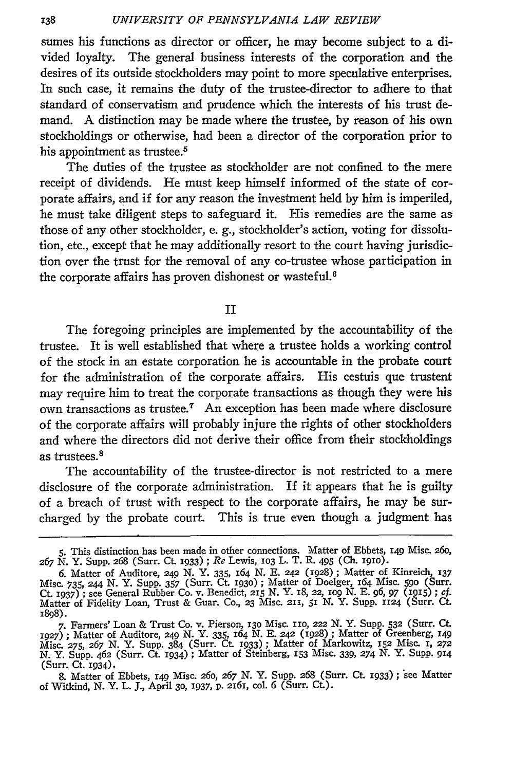sumes his functions as director or officer, he may become subject to a divided loyalty. The general business interests of the corporation and the desires of its outside stockholders may point to more speculative enterprises. In such case, it remains the duty of the trustee-director to adhere to that standard of conservatism and prudence which the interests of his trust demand. A distinction may be made where the trustee, by reason of his own stockholdings or otherwise, had been a director of the corporation prior to his appointment as trustee.[5]

The duties of the trustee as stockholder are not confined to the mere receipt of dividends. He must keep himself informed of the state of corporate affairs, and if for any reason the investment held by him is imperiled, he must take diligent steps to safeguard it. His remedies are the same as those of any other stockholder, e. g., stockholder's action, voting for dissolution, etc., except that he may additionally resort to the court having jurisdiction over the trust for the removal of any co-trustee whose participation in the corporate affairs has proven dishonest or wasteful.[6]

## II

The foregoing principles are implemented by the accountability of the trustee. It is well established that where a trustee holds a working control of the stock in an estate corporation he is accountable in the probate court for the administration of the corporate affairs. His cestuis que trustent may require him to treat the corporate transactions as though they were his own transactions as trustee.[7] An exception has been made where disclosure of the corporate affairs will probably injure the rights of other stockholders and where the directors did not derive their office from their stockholdings as trustees.[8]

The accountability of the trustee-director is not restricted to a mere disclosure of the corporate administration. If it appears that he is guilty of a breach of trust with respect to the corporate affairs, he may be surcharged by the probate court. This is true even though a judgment has

---

5. This distinction has been made in other connections. Matter of Ebbets, 149 Misc. 260, 267 N. Y. Supp. 268 (Surr. Ct. 1933); *Re* Lewis, 103 L. T. R. 495 (Ch. 1910).

6. Matter of Auditore, 249 N. Y. 335, 164 N. E. 242 (1928); Matter of Kinreich, 137 Misc. 735, 244 N. Y. Supp. 357 (Surr. Ct. 1930); Matter of Doelger, 164 Misc. 590 (Surr. Ct. 1937); see General Rubber Co. v. Benedict, 215 N. Y. 18, 22, 109 N. E. 96, 97 (1915); *cf.* Matter of Fidelity Loan, Trust & Guar. Co., 23 Misc. 211, 51 N. Y. Supp. 1124 (Surr. Ct. 1898).

7. Farmers' Loan & Trust Co. v. Pierson, 130 Misc. 110, 222 N. Y. Supp. 532 (Surr. Ct. 1927); Matter of Auditore, 249 N. Y. 335, 164 N. E. 242 (1928); Matter of Greenberg, 149 Misc. 275, 267 N. Y. Supp. 384 (Surr. Ct. 1933); Matter of Markowitz, 152 Misc. 1, 272 N. Y. Supp. 462 (Surr. Ct. 1934); Matter of Steinberg, 153 Misc. 339, 274 N. Y. Supp. 914 (Surr. Ct. 1934).

8. Matter of Ebbets, 149 Misc. 260, 267 N. Y. Supp. 268 (Surr. Ct. 1933); see Matter of Witkind, N. Y. L. J., April 30, 1937, p. 2161, col. 6 (Surr. Ct.).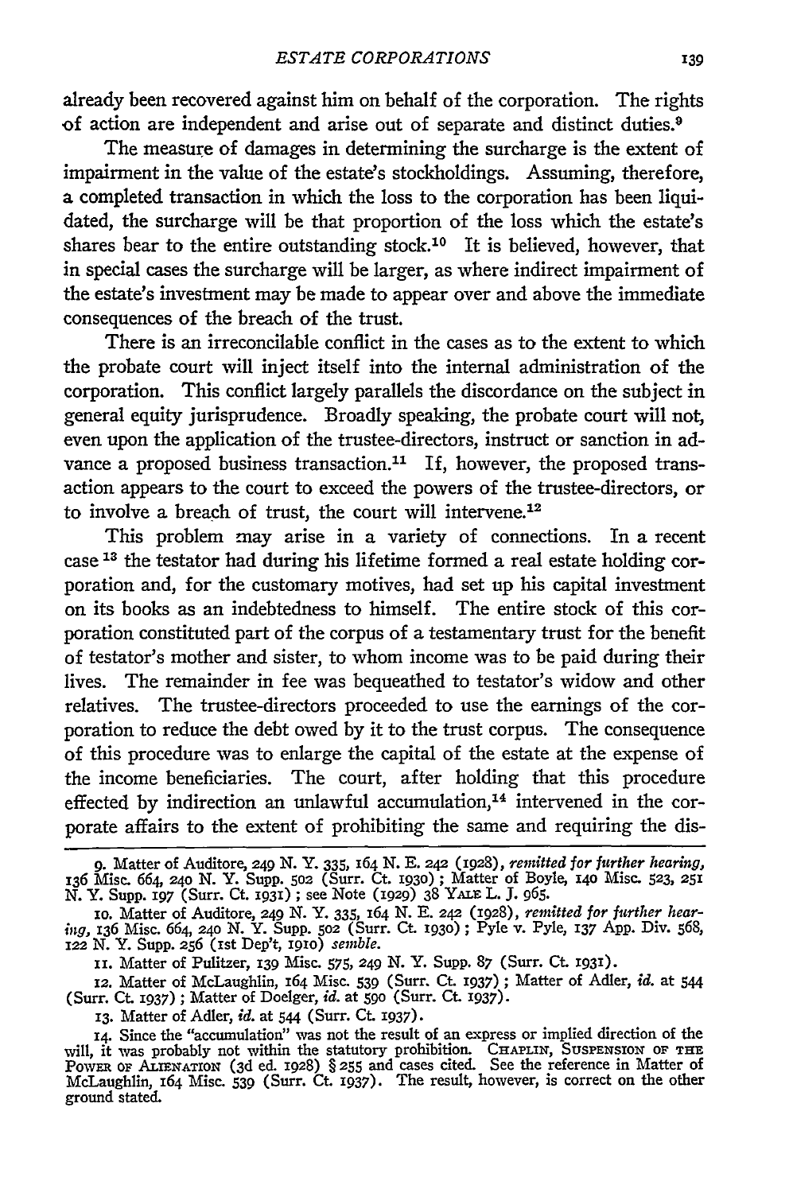already been recovered against him on behalf of the corporation. The rights of action are independent and arise out of separate and distinct duties.[9]

The measure of damages in determining the surcharge is the extent of impairment in the value of the estate's stockholdings. Assuming, therefore, a completed transaction in which the loss to the corporation has been liquidated, the surcharge will be that proportion of the loss which the estate's shares bear to the entire outstanding stock.[10] It is believed, however, that in special cases the surcharge will be larger, as where indirect impairment of the estate's investment may be made to appear over and above the immediate consequences of the breach of the trust.

There is an irreconcilable conflict in the cases as to the extent to which the probate court will inject itself into the internal administration of the corporation. This conflict largely parallels the discordance on the subject in general equity jurisprudence. Broadly speaking, the probate court will not, even upon the application of the trustee-directors, instruct or sanction in advance a proposed business transaction.[11] If, however, the proposed transaction appears to the court to exceed the powers of the trustee-directors, or to involve a breach of trust, the court will intervene.[12]

This problem may arise in a variety of connections. In a recent case[13] the testator had during his lifetime formed a real estate holding corporation and, for the customary motives, had set up his capital investment on its books as an indebtedness to himself. The entire stock of this corporation constituted part of the corpus of a testamentary trust for the benefit of testator's mother and sister, to whom income was to be paid during their lives. The remainder in fee was bequeathed to testator's widow and other relatives. The trustee-directors proceeded to use the earnings of the corporation to reduce the debt owed by it to the trust corpus. The consequence of this procedure was to enlarge the capital of the estate at the expense of the income beneficiaries. The court, after holding that this procedure effected by indirection an unlawful accumulation,[14] intervened in the corporate affairs to the extent of prohibiting the same and requiring the dis-

---

9. Matter of Auditore, 249 N. Y. 335, 164 N. E. 242 (1928), *remitted for further hearing*, 136 Misc. 664, 240 N. Y. Supp. 502 (Surr. Ct. 1930); Matter of Boyle, 140 Misc. 523, 251 N. Y. Supp. 197 (Surr. Ct. 1931); see Note (1929) 38 YALE L. J. 965.

10. Matter of Auditore, 249 N. Y. 335, 164 N. E. 242 (1928), *remitted for further hearing*, 136 Misc. 664, 240 N. Y. Supp. 502 (Surr. Ct. 1930); Pyle v. Pyle, 137 App. Div. 568, 122 N. Y. Supp. 256 (1st Dep't, 1910) *semble*.

11. Matter of Pulitzer, 139 Misc. 575, 249 N. Y. Supp. 87 (Surr. Ct. 1931).

12. Matter of McLaughlin, 164 Misc. 539 (Surr. Ct. 1937); Matter of Adler, *id.* at 544 (Surr. Ct. 1937); Matter of Doelger, *id.* at 590 (Surr. Ct. 1937).

13. Matter of Adler, *id.* at 544 (Surr. Ct. 1937).

14. Since the "accumulation" was not the result of an express or implied direction of the will, it was probably not within the statutory prohibition. CHAPLIN, SUSPENSION OF THE POWER OF ALIENATION (3d ed. 1928) § 255 and cases cited. See the reference in Matter of McLaughlin, 164 Misc. 539 (Surr. Ct. 1937). The result, however, is correct on the other ground stated.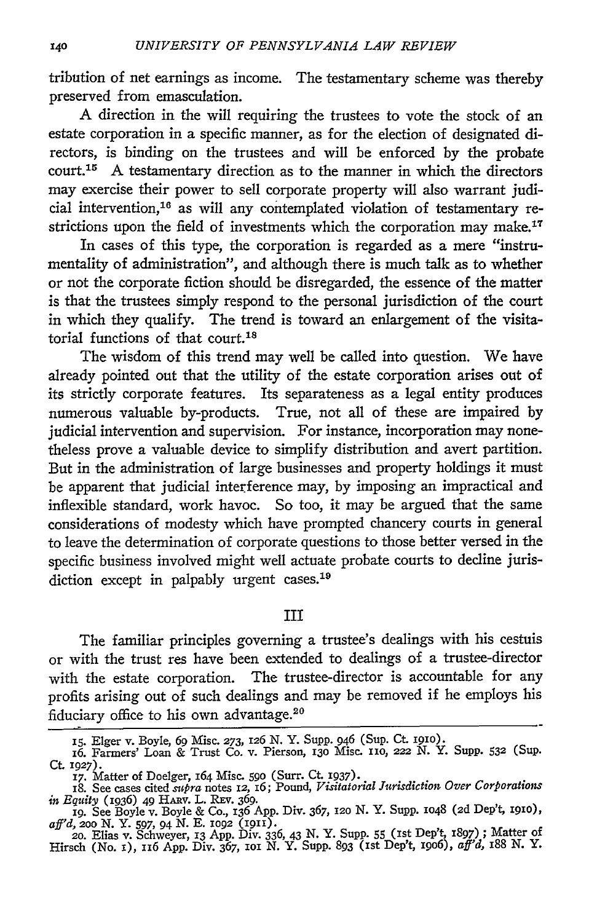tribution of net earnings as income. The testamentary scheme was thereby preserved from emasculation.

A direction in the will requiring the trustees to vote the stock of an estate corporation in a specific manner, as for the election of designated directors, is binding on the trustees and will be enforced by the probate court.[15] A testamentary direction as to the manner in which the directors may exercise their power to sell corporate property will also warrant judicial intervention,[16] as will any contemplated violation of testamentary restrictions upon the field of investments which the corporation may make.[17]

In cases of this type, the corporation is regarded as a mere "instrumentality of administration", and although there is much talk as to whether or not the corporate fiction should be disregarded, the essence of the matter is that the trustees simply respond to the personal jurisdiction of the court in which they qualify. The trend is toward an enlargement of the visitatorial functions of that court.[18]

The wisdom of this trend may well be called into question. We have already pointed out that the utility of the estate corporation arises out of its strictly corporate features. Its separateness as a legal entity produces numerous valuable by-products. True, not all of these are impaired by judicial intervention and supervision. For instance, incorporation may nonetheless prove a valuable device to simplify distribution and avert partition. But in the administration of large businesses and property holdings it must be apparent that judicial interference may, by imposing an impractical and inflexible standard, work havoc. So too, it may be argued that the same considerations of modesty which have prompted chancery courts in general to leave the determination of corporate questions to those better versed in the specific business involved might well actuate probate courts to decline jurisdiction except in palpably urgent cases.[19]

## III

The familiar principles governing a trustee's dealings with his cestuis or with the trust res have been extended to dealings of a trustee-director with the estate corporation. The trustee-director is accountable for any profits arising out of such dealings and may be removed if he employs his fiduciary office to his own advantage.[20]

---

15. Elger v. Boyle, 69 Misc. 273, 126 N. Y. Supp. 946 (Sup. Ct. 1910).

16. Farmers' Loan & Trust Co. v. Pierson, 130 Misc. 110, 222 N. Y. Supp. 532 (Sup. Ct. 1927).

17. Matter of Doelger, 164 Misc. 590 (Surr. Ct. 1937).

18. See cases cited *supra* notes 12, 16; Pound, *Visitatorial Jurisdiction Over Corporations in Equity* (1936) 49 Harv. L. Rev. 369.

19. See Boyle v. Boyle & Co., 136 App. Div. 367, 120 N. Y. Supp. 1048 (2d Dep't, 1910), *aff'd*, 200 N. Y. 597, 94 N. E. 1092 (1911).

20. Elias v. Schweyer, 13 App. Div. 336, 43 N. Y. Supp. 55 (1st Dep't, 1897); Matter of Hirsch (No. 1), 116 App. Div. 367, 101 N. Y. Supp. 893 (1st Dep't, 1906), *aff'd*, 188 N. Y.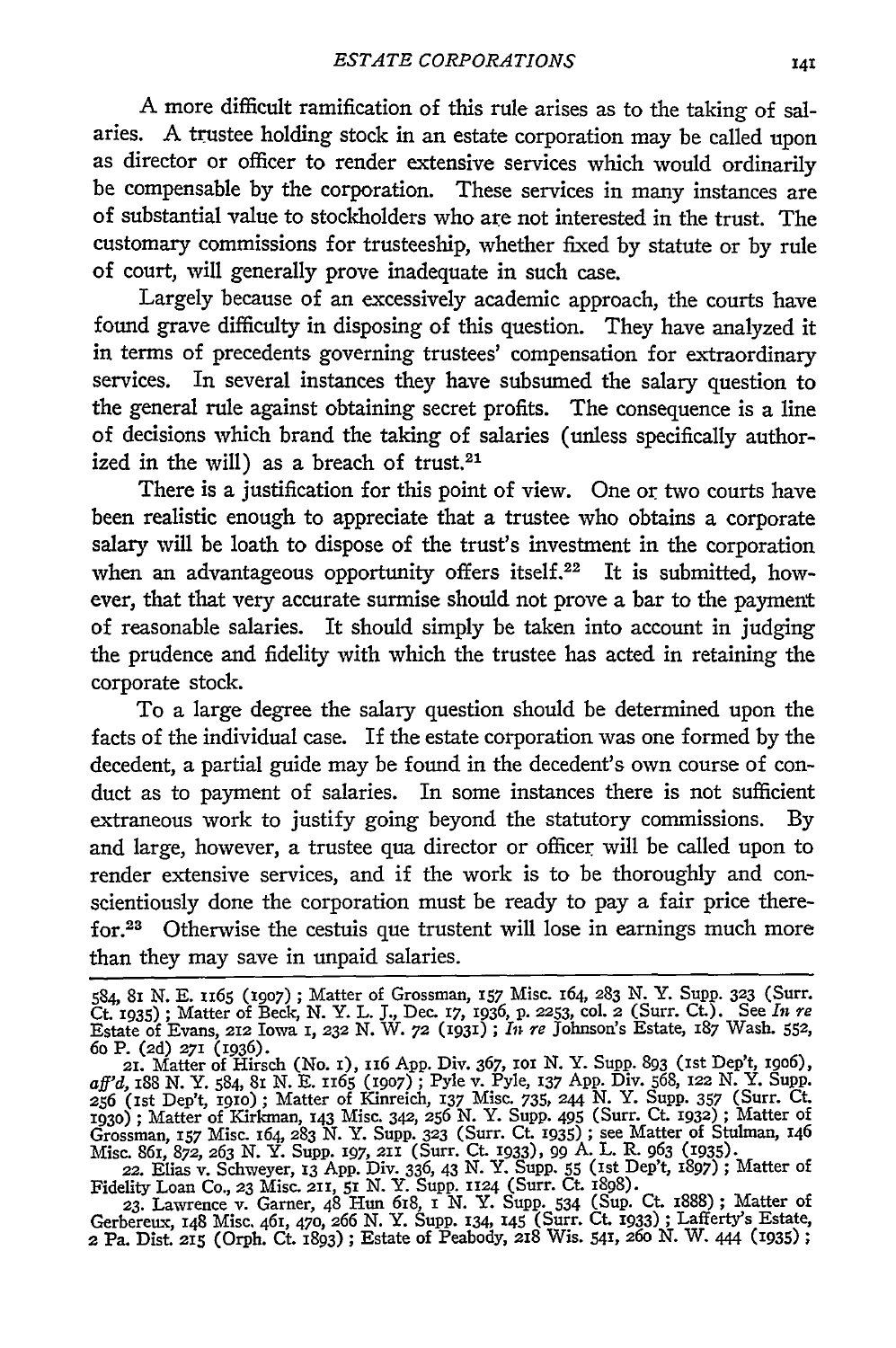A more difficult ramification of this rule arises as to the taking of salaries. A trustee holding stock in an estate corporation may be called upon as director or officer to render extensive services which would ordinarily be compensable by the corporation. These services in many instances are of substantial value to stockholders who are not interested in the trust. The customary commissions for trusteeship, whether fixed by statute or by rule of court, will generally prove inadequate in such case.

Largely because of an excessively academic approach, the courts have found grave difficulty in disposing of this question. They have analyzed it in terms of precedents governing trustees' compensation for extraordinary services. In several instances they have subsumed the salary question to the general rule against obtaining secret profits. The consequence is a line of decisions which brand the taking of salaries (unless specifically authorized in the will) as a breach of trust.[21]

There is a justification for this point of view. One or two courts have been realistic enough to appreciate that a trustee who obtains a corporate salary will be loath to dispose of the trust's investment in the corporation when an advantageous opportunity offers itself.[22] It is submitted, however, that that very accurate surmise should not prove a bar to the payment of reasonable salaries. It should simply be taken into account in judging the prudence and fidelity with which the trustee has acted in retaining the corporate stock.

To a large degree the salary question should be determined upon the facts of the individual case. If the estate corporation was one formed by the decedent, a partial guide may be found in the decedent's own course of conduct as to payment of salaries. In some instances there is not sufficient extraneous work to justify going beyond the statutory commissions. By and large, however, a trustee qua director or officer will be called upon to render extensive services, and if the work is to be thoroughly and conscientiously done the corporation must be ready to pay a fair price therefor.[23] Otherwise the cestuis que trustent will lose in earnings much more than they may save in unpaid salaries.

---

584, 81 N. E. 1165 (1907); Matter of Grossman, 157 Misc. 164, 283 N. Y. Supp. 323 (Surr. Ct. 1935); Matter of Beck, N. Y. L. J., Dec. 17, 1936, p. 2253, col. 2 (Surr. Ct.). See *In re* Estate of Evans, 212 Iowa 1, 232 N. W. 72 (1931); *In re* Johnson's Estate, 187 Wash. 552, 60 P. (2d) 271 (1936).

21. Matter of Hirsch (No. 1), 116 App. Div. 367, 101 N. Y. Supp. 893 (1st Dep't, 1906), *aff'd*, 188 N. Y. 584, 81 N. E. 1165 (1907); Pyle v. Pyle, 137 App. Div. 568, 122 N. Y. Supp. 256 (1st Dep't, 1910); Matter of Kinreich, 137 Misc. 735, 244 N. Y. Supp. 357 (Surr. Ct. 1930); Matter of Kirkman, 143 Misc. 342, 256 N. Y. Supp. 495 (Surr. Ct. 1932); Matter of Grossman, 157 Misc. 164, 283 N. Y. Supp. 323 (Surr. Ct. 1935); see Matter of Stulman, 146 Misc. 861, 872, 263 N. Y. Supp. 197, 211 (Surr. Ct. 1933), 99 A. L. R. 963 (1935).

22. Elias v. Schweyer, 13 App. Div. 336, 43 N. Y. Supp. 55 (1st Dep't, 1897); Matter of Fidelity Loan Co., 23 Misc. 211, 51 N. Y. Supp. 1124 (Surr. Ct. 1898).

23. Lawrence v. Garner, 48 Hun 618, 1 N. Y. Supp. 534 (Sup. Ct. 1888); Matter of Gerbereux, 148 Misc. 461, 470, 266 N. Y. Supp. 134, 145 (Surr. Ct. 1933); Lafferty's Estate, 2 Pa. Dist. 215 (Orph. Ct. 1893); Estate of Peabody, 218 Wis. 541, 260 N. W. 444 (1935);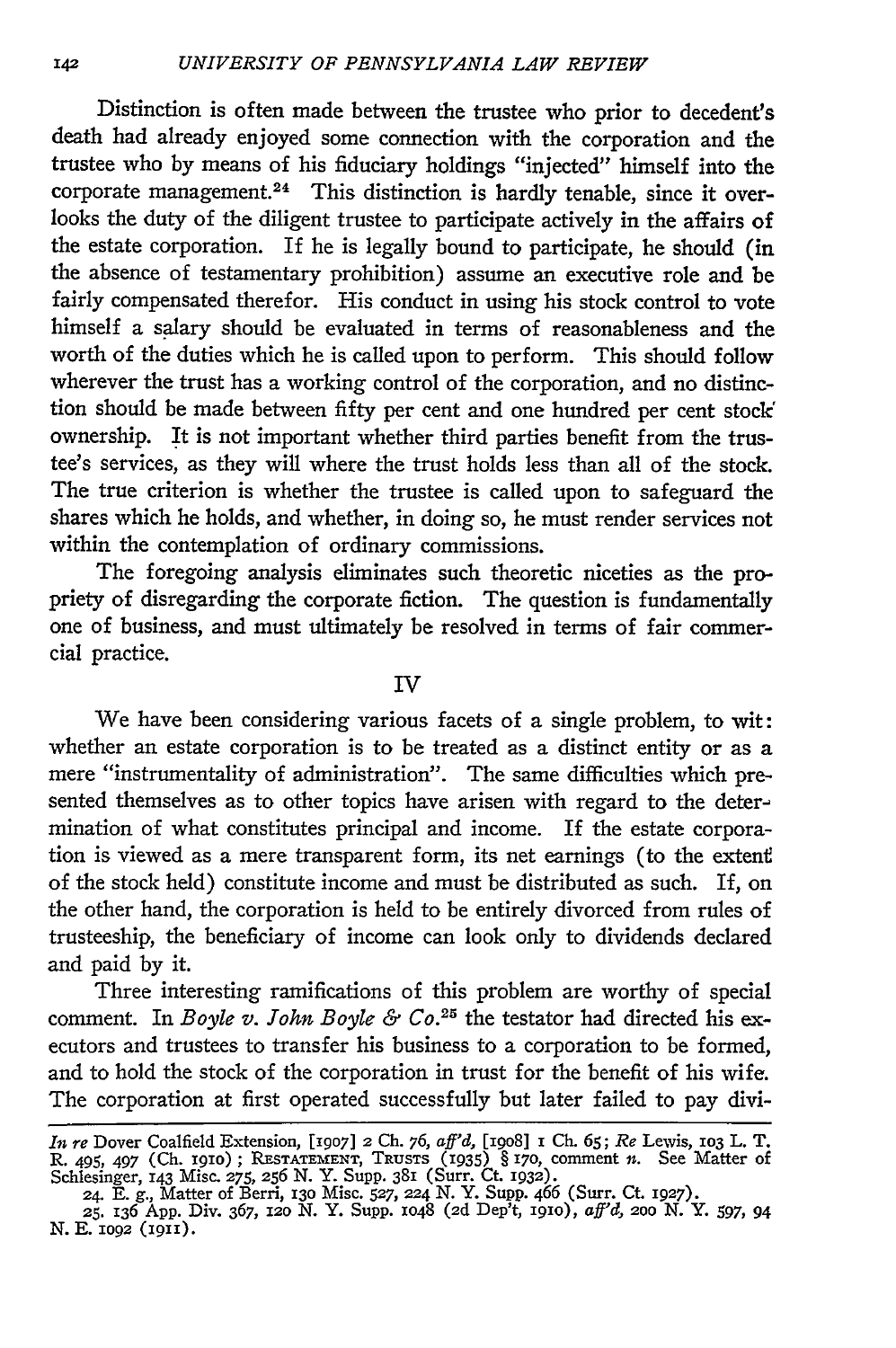Distinction is often made between the trustee who prior to decedent's death had already enjoyed some connection with the corporation and the trustee who by means of his fiduciary holdings "injected" himself into the corporate management.[24] This distinction is hardly tenable, since it overlooks the duty of the diligent trustee to participate actively in the affairs of the estate corporation. If he is legally bound to participate, he should (in the absence of testamentary prohibition) assume an executive role and be fairly compensated therefor. His conduct in using his stock control to vote himself a salary should be evaluated in terms of reasonableness and the worth of the duties which he is called upon to perform. This should follow wherever the trust has a working control of the corporation, and no distinction should be made between fifty per cent and one hundred per cent stock ownership. It is not important whether third parties benefit from the trustee's services, as they will where the trust holds less than all of the stock. The true criterion is whether the trustee is called upon to safeguard the shares which he holds, and whether, in doing so, he must render services not within the contemplation of ordinary commissions.

The foregoing analysis eliminates such theoretic niceties as the propriety of disregarding the corporate fiction. The question is fundamentally one of business, and must ultimately be resolved in terms of fair commercial practice.

## IV

We have been considering various facets of a single problem, to wit: whether an estate corporation is to be treated as a distinct entity or as a mere "instrumentality of administration". The same difficulties which presented themselves as to other topics have arisen with regard to the determination of what constitutes principal and income. If the estate corporation is viewed as a mere transparent form, its net earnings (to the extent of the stock held) constitute income and must be distributed as such. If, on the other hand, the corporation is held to be entirely divorced from rules of trusteeship, the beneficiary of income can look only to dividends declared and paid by it.

Three interesting ramifications of this problem are worthy of special comment. In *Boyle v. John Boyle & Co.*[25] the testator had directed his executors and trustees to transfer his business to a corporation to be formed, and to hold the stock of the corporation in trust for the benefit of his wife. The corporation at first operated successfully but later failed to pay divi-

---

*In re* Dover Coalfield Extension, [1907] 2 Ch. 76, *aff'd*, [1908] 1 Ch. 65; *Re* Lewis, 103 L. T. R. 495, 497 (Ch. 1910); RESTATEMENT, TRUSTS (1935) § 170, comment *n*. See Matter of Schlesinger, 143 Misc. 275, 256 N. Y. Supp. 381 (Surr. Ct. 1932).

24. E. g., Matter of Berri, 130 Misc. 527, 224 N. Y. Supp. 466 (Surr. Ct. 1927).

25. 136 App. Div. 367, 120 N. Y. Supp. 1048 (2d Dep't, 1910), *aff'd*, 200 N. Y. 597, 94 N. E. 1092 (1911).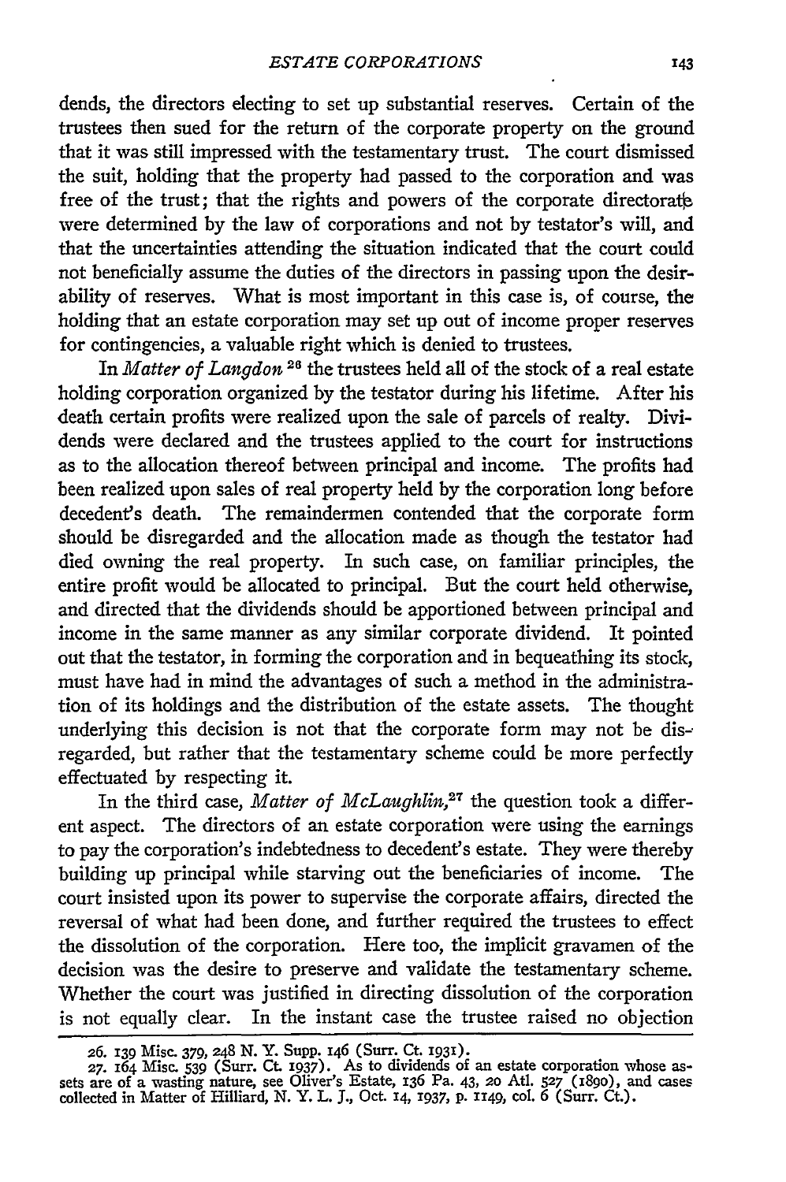dends, the directors electing to set up substantial reserves. Certain of the trustees then sued for the return of the corporate property on the ground that it was still impressed with the testamentary trust. The court dismissed the suit, holding that the property had passed to the corporation and was free of the trust; that the rights and powers of the corporate directorate were determined by the law of corporations and not by testator's will, and that the uncertainties attending the situation indicated that the court could not beneficially assume the duties of the directors in passing upon the desirability of reserves. What is most important in this case is, of course, the holding that an estate corporation may set up out of income proper reserves for contingencies, a valuable right which is denied to trustees.

In *Matter of Langdon* [26] the trustees held all of the stock of a real estate holding corporation organized by the testator during his lifetime. After his death certain profits were realized upon the sale of parcels of realty. Dividends were declared and the trustees applied to the court for instructions as to the allocation thereof between principal and income. The profits had been realized upon sales of real property held by the corporation long before decedent's death. The remaindermen contended that the corporate form should be disregarded and the allocation made as though the testator had died owning the real property. In such case, on familiar principles, the entire profit would be allocated to principal. But the court held otherwise, and directed that the dividends should be apportioned between principal and income in the same manner as any similar corporate dividend. It pointed out that the testator, in forming the corporation and in bequeathing its stock, must have had in mind the advantages of such a method in the administration of its holdings and the distribution of the estate assets. The thought underlying this decision is not that the corporate form may not be disregarded, but rather that the testamentary scheme could be more perfectly effectuated by respecting it.

In the third case, *Matter of McLaughlin*,[27] the question took a different aspect. The directors of an estate corporation were using the earnings to pay the corporation's indebtedness to decedent's estate. They were thereby building up principal while starving out the beneficiaries of income. The court insisted upon its power to supervise the corporate affairs, directed the reversal of what had been done, and further required the trustees to effect the dissolution of the corporation. Here too, the implicit gravamen of the decision was the desire to preserve and validate the testamentary scheme. Whether the court was justified in directing dissolution of the corporation is not equally clear. In the instant case the trustee raised no objection

26. 139 Misc. 379, 248 N. Y. Supp. 146 (Surr. Ct. 1931).

27. 164 Misc. 539 (Surr. Ct. 1937). As to dividends of an estate corporation whose assets are of a wasting nature, see Oliver's Estate, 136 Pa. 43, 20 Atl. 527 (1890), and cases collected in Matter of Hilliard, N. Y. L. J., Oct. 14, 1937, p. 1149, col. 6 (Surr. Ct.).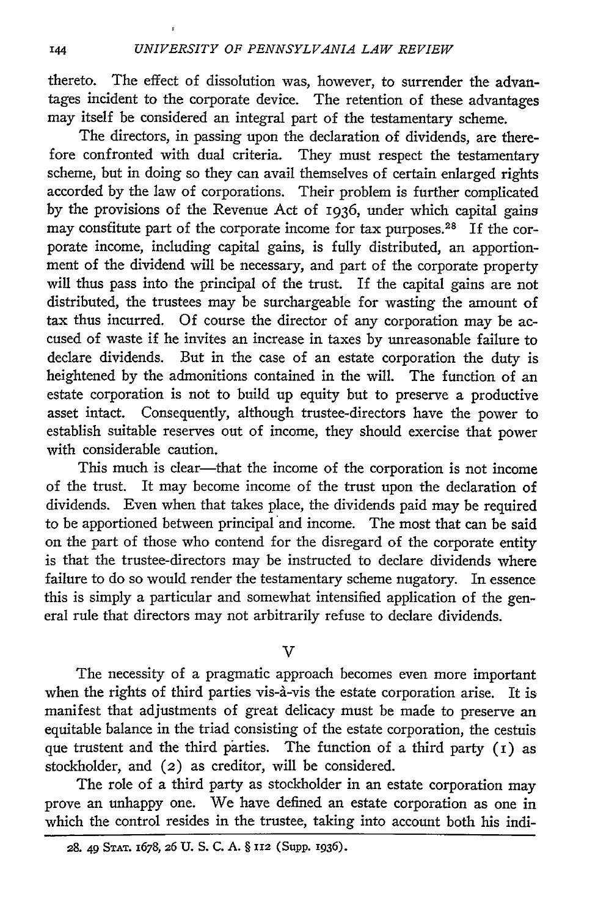thereto. The effect of dissolution was, however, to surrender the advantages incident to the corporate device. The retention of these advantages may itself be considered an integral part of the testamentary scheme.

The directors, in passing upon the declaration of dividends, are therefore confronted with dual criteria. They must respect the testamentary scheme, but in doing so they can avail themselves of certain enlarged rights accorded by the law of corporations. Their problem is further complicated by the provisions of the Revenue Act of 1936, under which capital gains may constitute part of the corporate income for tax purposes.[28] If the corporate income, including capital gains, is fully distributed, an apportionment of the dividend will be necessary, and part of the corporate property will thus pass into the principal of the trust. If the capital gains are not distributed, the trustees may be surchargeable for wasting the amount of tax thus incurred. Of course the director of any corporation may be accused of waste if he invites an increase in taxes by unreasonable failure to declare dividends. But in the case of an estate corporation the duty is heightened by the admonitions contained in the will. The function of an estate corporation is not to build up equity but to preserve a productive asset intact. Consequently, although trustee-directors have the power to establish suitable reserves out of income, they should exercise that power with considerable caution.

This much is clear—that the income of the corporation is not income of the trust. It may become income of the trust upon the declaration of dividends. Even when that takes place, the dividends paid may be required to be apportioned between principal and income. The most that can be said on the part of those who contend for the disregard of the corporate entity is that the trustee-directors may be instructed to declare dividends where failure to do so would render the testamentary scheme nugatory. In essence this is simply a particular and somewhat intensified application of the general rule that directors may not arbitrarily refuse to declare dividends.

## V

The necessity of a pragmatic approach becomes even more important when the rights of third parties vis-à-vis the estate corporation arise. It is manifest that adjustments of great delicacy must be made to preserve an equitable balance in the triad consisting of the estate corporation, the cestuis que trustent and the third parties. The function of a third party (1) as stockholder, and (2) as creditor, will be considered.

The role of a third party as stockholder in an estate corporation may prove an unhappy one. We have defined an estate corporation as one in which the control resides in the trustee, taking into account both his indi-

---

28. 49 STAT. 1678, 26 U. S. C. A. § 112 (Supp. 1936).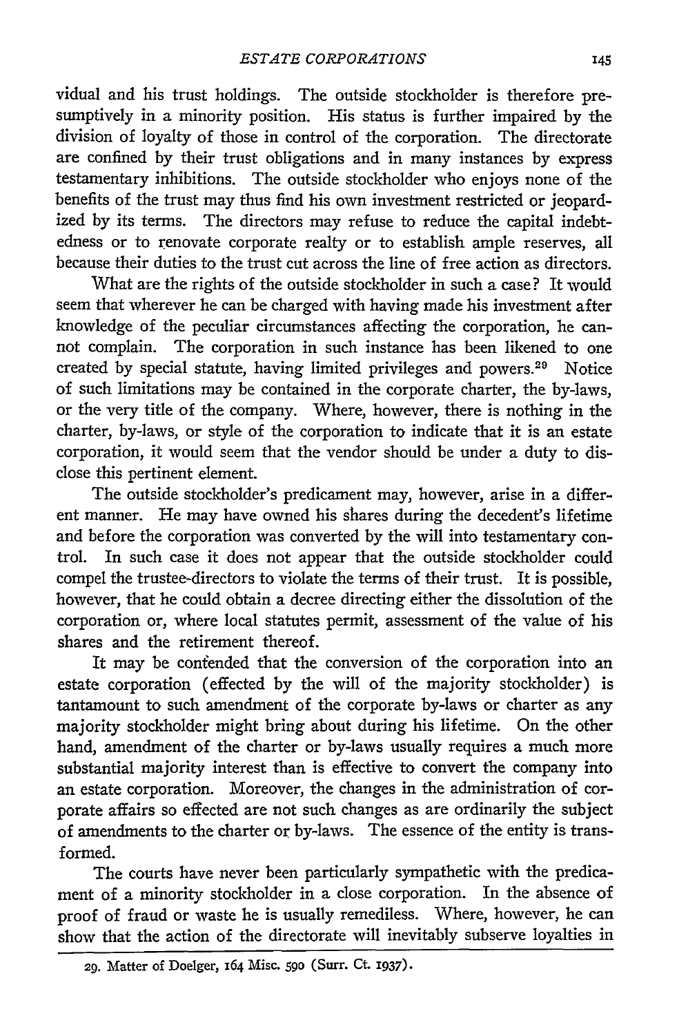vidual and his trust holdings. The outside stockholder is therefore presumptively in a minority position. His status is further impaired by the division of loyalty of those in control of the corporation. The directorate are confined by their trust obligations and in many instances by express testamentary inhibitions. The outside stockholder who enjoys none of the benefits of the trust may thus find his own investment restricted or jeopardized by its terms. The directors may refuse to reduce the capital indebtedness or to renovate corporate realty or to establish ample reserves, all because their duties to the trust cut across the line of free action as directors.

What are the rights of the outside stockholder in such a case? It would seem that wherever he can be charged with having made his investment after knowledge of the peculiar circumstances affecting the corporation, he cannot complain. The corporation in such instance has been likened to one created by special statute, having limited privileges and powers.[29] Notice of such limitations may be contained in the corporate charter, the by-laws, or the very title of the company. Where, however, there is nothing in the charter, by-laws, or style of the corporation to indicate that it is an estate corporation, it would seem that the vendor should be under a duty to disclose this pertinent element.

The outside stockholder's predicament may, however, arise in a different manner. He may have owned his shares during the decedent's lifetime and before the corporation was converted by the will into testamentary control. In such case it does not appear that the outside stockholder could compel the trustee-directors to violate the terms of their trust. It is possible, however, that he could obtain a decree directing either the dissolution of the corporation or, where local statutes permit, assessment of the value of his shares and the retirement thereof.

It may be contended that the conversion of the corporation into an estate corporation (effected by the will of the majority stockholder) is tantamount to such amendment of the corporate by-laws or charter as any majority stockholder might bring about during his lifetime. On the other hand, amendment of the charter or by-laws usually requires a much more substantial majority interest than is effective to convert the company into an estate corporation. Moreover, the changes in the administration of corporate affairs so effected are not such changes as are ordinarily the subject of amendments to the charter or by-laws. The essence of the entity is transformed.

The courts have never been particularly sympathetic with the predicament of a minority stockholder in a close corporation. In the absence of proof of fraud or waste he is usually remediless. Where, however, he can show that the action of the directorate will inevitably subserve loyalties in

29. Matter of Doelger, 164 Misc. 590 (Surr. Ct. 1937).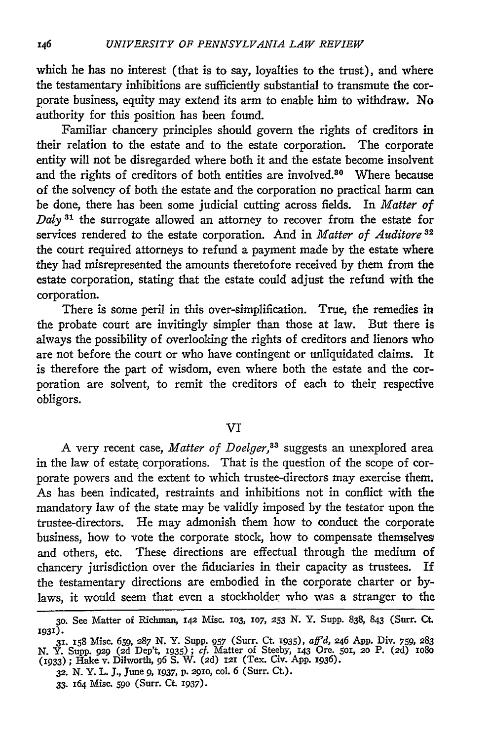which he has no interest (that is to say, loyalties to the trust), and where the testamentary inhibitions are sufficiently substantial to transmute the corporate business, equity may extend its arm to enable him to withdraw. No authority for this position has been found.

Familiar chancery principles should govern the rights of creditors in their relation to the estate and to the estate corporation. The corporate entity will not be disregarded where both it and the estate become insolvent and the rights of creditors of both entities are involved.[30] Where because of the solvency of both the estate and the corporation no practical harm can be done, there has been some judicial cutting across fields. In *Matter of Daly* [31] the surrogate allowed an attorney to recover from the estate for services rendered to the estate corporation. And in *Matter of Auditore* [32] the court required attorneys to refund a payment made by the estate where they had misrepresented the amounts theretofore received by them from the estate corporation, stating that the estate could adjust the refund with the corporation.

There is some peril in this over-simplification. True, the remedies in the probate court are invitingly simpler than those at law. But there is always the possibility of overlooking the rights of creditors and lienors who are not before the court or who have contingent or unliquidated claims. It is therefore the part of wisdom, even where both the estate and the corporation are solvent, to remit the creditors of each to their respective obligors.

## VI

A very recent case, *Matter of Doelger*,[33] suggests an unexplored area in the law of estate corporations. That is the question of the scope of corporate powers and the extent to which trustee-directors may exercise them. As has been indicated, restraints and inhibitions not in conflict with the mandatory law of the state may be validly imposed by the testator upon the trustee-directors. He may admonish them how to conduct the corporate business, how to vote the corporate stock, how to compensate themselves and others, etc. These directions are effectual through the medium of chancery jurisdiction over the fiduciaries in their capacity as trustees. If the testamentary directions are embodied in the corporate charter or by-laws, it would seem that even a stockholder who was a stranger to the

---

30. See Matter of Richman, 142 Misc. 103, 107, 253 N. Y. Supp. 838, 843 (Surr. Ct. 1931).

31. 158 Misc. 659, 287 N. Y. Supp. 957 (Surr. Ct. 1935), *aff'd*, 246 App. Div. 759, 283 N. Y. Supp. 929 (2d Dep't, 1935); *cf.* Matter of Steeby, 143 Ore. 501, 20 P. (2d) 1080 (1933); Hake v. Dilworth, 96 S. W. (2d) 121 (Tex. Civ. App. 1936).

32. N. Y. L. J., June 9, 1937, p. 2910, col. 6 (Surr. Ct.).

33. 164 Misc. 590 (Surr. Ct. 1937).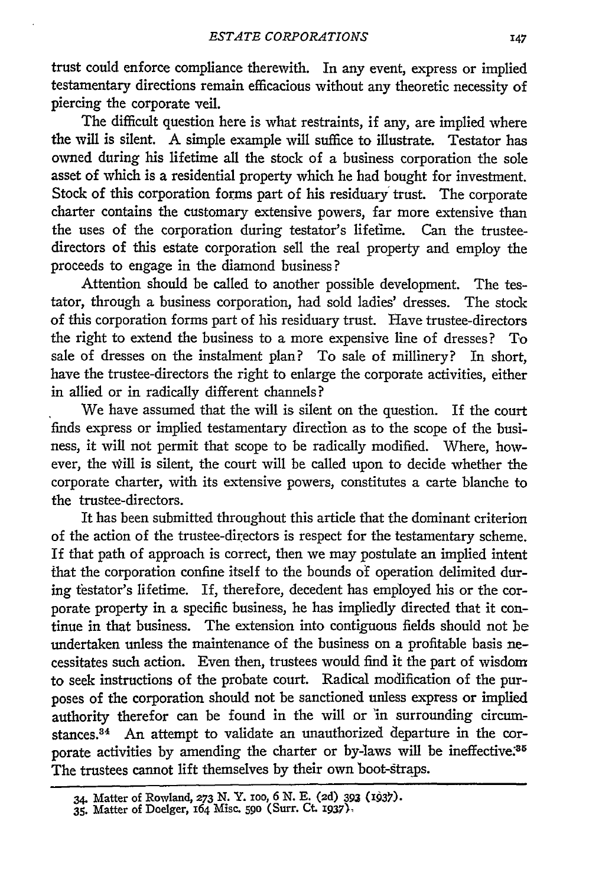trust could enforce compliance therewith. In any event, express or implied testamentary directions remain efficacious without any theoretic necessity of piercing the corporate veil.

The difficult question here is what restraints, if any, are implied where the will is silent. A simple example will suffice to illustrate. Testator has owned during his lifetime all the stock of a business corporation the sole asset of which is a residential property which he had bought for investment. Stock of this corporation forms part of his residuary trust. The corporate charter contains the customary extensive powers, far more extensive than the uses of the corporation during testator's lifetime. Can the trustee-directors of this estate corporation sell the real property and employ the proceeds to engage in the diamond business?

Attention should be called to another possible development. The testator, through a business corporation, had sold ladies' dresses. The stock of this corporation forms part of his residuary trust. Have trustee-directors the right to extend the business to a more expensive line of dresses? To sale of dresses on the instalment plan? To sale of millinery? In short, have the trustee-directors the right to enlarge the corporate activities, either in allied or in radically different channels?

We have assumed that the will is silent on the question. If the court finds express or implied testamentary direction as to the scope of the business, it will not permit that scope to be radically modified. Where, however, the will is silent, the court will be called upon to decide whether the corporate charter, with its extensive powers, constitutes a carte blanche to the trustee-directors.

It has been submitted throughout this article that the dominant criterion of the action of the trustee-directors is respect for the testamentary scheme. If that path of approach is correct, then we may postulate an implied intent that the corporation confine itself to the bounds of operation delimited during testator's lifetime. If, therefore, decedent has employed his or the corporate property in a specific business, he has impliedly directed that it continue in that business. The extension into contiguous fields should not be undertaken unless the maintenance of the business on a profitable basis necessitates such action. Even then, trustees would find it the part of wisdom to seek instructions of the probate court. Radical modification of the purposes of the corporation should not be sanctioned unless express or implied authority therefor can be found in the will or in surrounding circumstances.[34] An attempt to validate an unauthorized departure in the corporate activities by amending the charter or by-laws will be ineffective.[35] The trustees cannot lift themselves by their own boot-straps.

---

34. Matter of Rowland, 273 N. Y. 100, 6 N. E. (2d) 393 (1937).
35. Matter of Doelger, 164 Misc. 590 (Surr. Ct. 1937).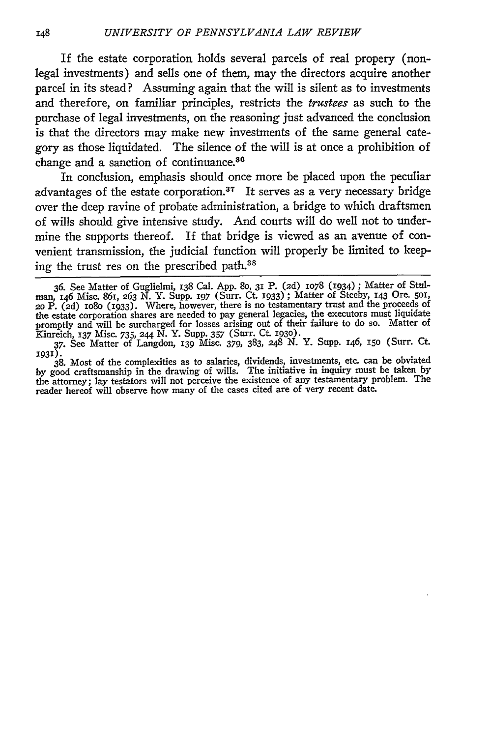If the estate corporation holds several parcels of real propery (non-legal investments) and sells one of them, may the directors acquire another parcel in its stead? Assuming again that the will is silent as to investments and therefore, on familiar principles, restricts the *trustees* as such to the purchase of legal investments, on the reasoning just advanced the conclusion is that the directors may make new investments of the same general category as those liquidated. The silence of the will is at once a prohibition of change and a sanction of continuance.[36]

In conclusion, emphasis should once more be placed upon the peculiar advantages of the estate corporation.[37] It serves as a very necessary bridge over the deep ravine of probate administration, a bridge to which draftsmen of wills should give intensive study. And courts will do well not to undermine the supports thereof. If that bridge is viewed as an avenue of convenient transmission, the judicial function will properly be limited to keeping the trust res on the prescribed path.[38]

---

36. See Matter of Guglielmi, 138 Cal. App. 80, 31 P. (2d) 1078 (1934); Matter of Stulman, 146 Misc. 861, 263 N. Y. Supp. 197 (Surr. Ct. 1933); Matter of Steeby, 143 Ore. 501, 20 P. (2d) 1080 (1933). Where, however, there is no testamentary trust and the proceeds of the estate corporation shares are needed to pay general legacies, the executors must liquidate promptly and will be surcharged for losses arising out of their failure to do so. Matter of Kinreich, 137 Misc. 735, 244 N. Y. Supp. 357 (Surr. Ct. 1930).

37. See Matter of Langdon, 139 Misc. 379, 383, 248 N. Y. Supp. 146, 150 (Surr. Ct. 1931).

38. Most of the complexities as to salaries, dividends, investments, etc. can be obviated by good craftsmanship in the drawing of wills. The initiative in inquiry must be taken by the attorney; lay testators will not perceive the existence of any testamentary problem. The reader hereof will observe how many of the cases cited are of very recent date.